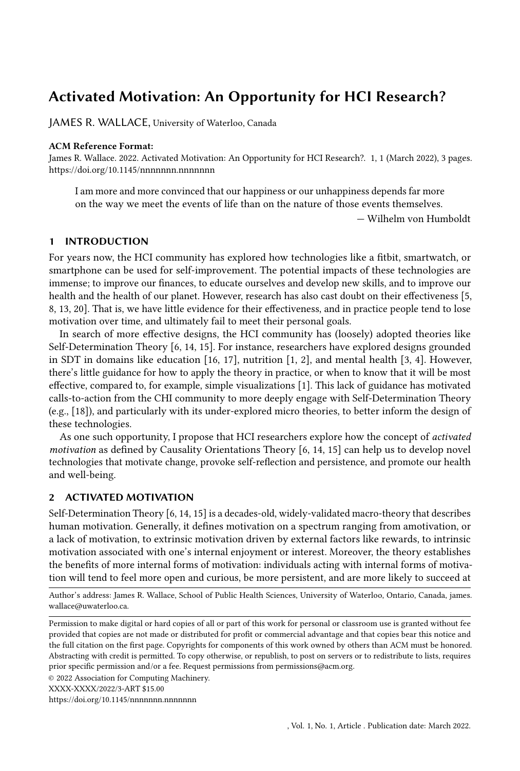# Activated Motivation: An Opportunity for HCI Research?

JAMES R. WALLACE, University of Waterloo, Canada

**ACM Reference Format:**
James R. Wallace. 2022. Activated Motivation: An Opportunity for HCI Research?. 1, 1 (March 2022), 3 pages. https://doi.org/10.1145/nnnnnnn.nnnnnnn

> I am more and more convinced that our happiness or our unhappiness depends far more on the way we meet the events of life than on the nature of those events themselves.
>
> — Wilhelm von Humboldt

## 1 INTRODUCTION

For years now, the HCI community has explored how technologies like a fitbit, smartwatch, or smartphone can be used for self-improvement. The potential impacts of these technologies are immense; to improve our finances, to educate ourselves and develop new skills, and to improve our health and the health of our planet. However, research has also cast doubt on their effectiveness [5, 8, 13, 20]. That is, we have little evidence for their effectiveness, and in practice people tend to lose motivation over time, and ultimately fail to meet their personal goals.

In search of more effective designs, the HCI community has (loosely) adopted theories like Self-Determination Theory [6, 14, 15]. For instance, researchers have explored designs grounded in SDT in domains like education [16, 17], nutrition [1, 2], and mental health [3, 4]. However, there's little guidance for how to apply the theory in practice, or when to know that it will be most effective, compared to, for example, simple visualizations [1]. This lack of guidance has motivated calls-to-action from the CHI community to more deeply engage with Self-Determination Theory (e.g., [18]), and particularly with its under-explored micro theories, to better inform the design of these technologies.

As one such opportunity, I propose that HCI researchers explore how the concept of *activated motivation* as defined by Causality Orientations Theory [6, 14, 15] can help us to develop novel technologies that motivate change, provoke self-reflection and persistence, and promote our health and well-being.

## 2 ACTIVATED MOTIVATION

Self-Determination Theory [6, 14, 15] is a decades-old, widely-validated macro-theory that describes human motivation. Generally, it defines motivation on a spectrum ranging from amotivation, or a lack of motivation, to extrinsic motivation driven by external factors like rewards, to intrinsic motivation associated with one's internal enjoyment or interest. Moreover, the theory establishes the benefits of more internal forms of motivation: individuals acting with internal forms of motivation will tend to feel more open and curious, be more persistent, and are more likely to succeed at

Author's address: James R. Wallace, School of Public Health Sciences, University of Waterloo, Ontario, Canada, james.wallace@uwaterloo.ca.

Permission to make digital or hard copies of all or part of this work for personal or classroom use is granted without fee provided that copies are not made or distributed for profit or commercial advantage and that copies bear this notice and the full citation on the first page. Copyrights for components of this work owned by others than ACM must be honored. Abstracting with credit is permitted. To copy otherwise, or republish, to post on servers or to redistribute to lists, requires prior specific permission and/or a fee. Request permissions from permissions@acm.org.

© 2022 Association for Computing Machinery.
XXXX-XXXX/2022/3-ART $15.00
https://doi.org/10.1145/nnnnnnn.nnnnnnn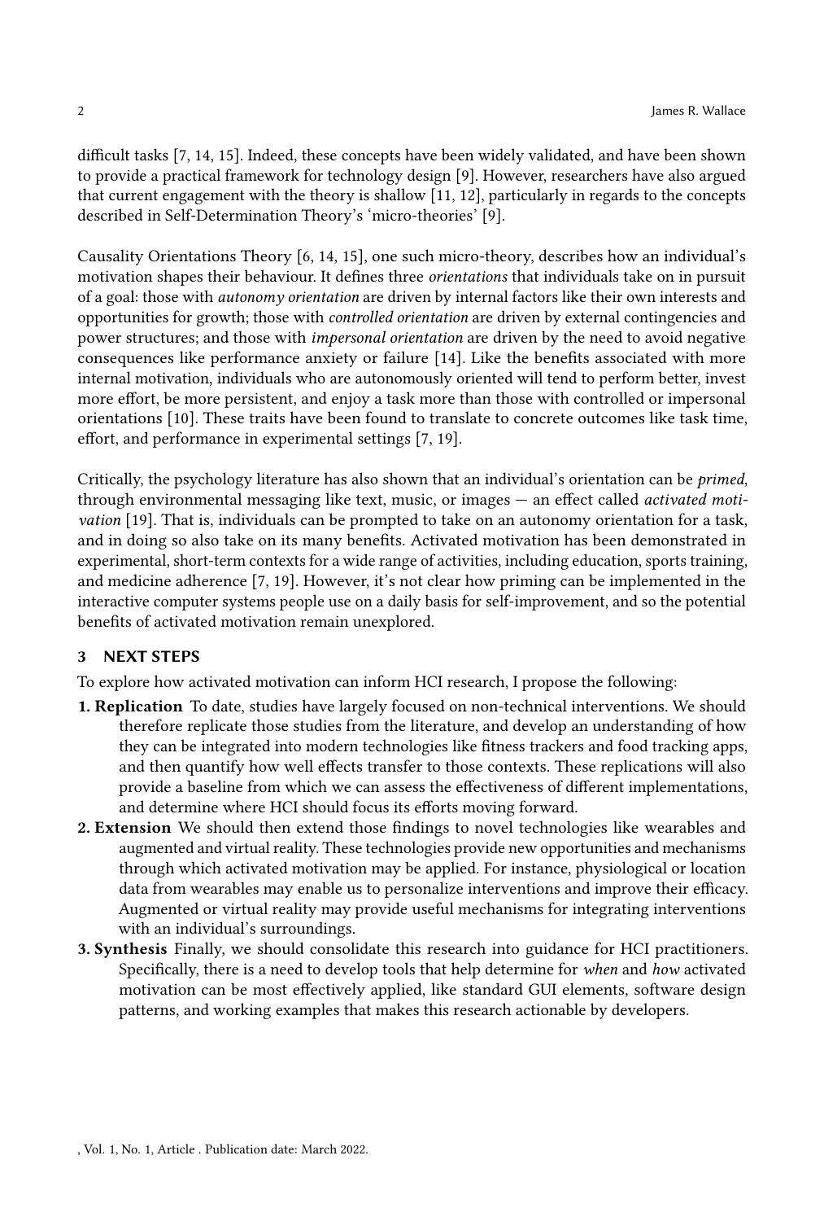difficult tasks [7, 14, 15]. Indeed, these concepts have been widely validated, and have been shown to provide a practical framework for technology design [9]. However, researchers have also argued that current engagement with the theory is shallow [11, 12], particularly in regards to the concepts described in Self-Determination Theory's 'micro-theories' [9].

Causality Orientations Theory [6, 14, 15], one such micro-theory, describes how an individual's motivation shapes their behaviour. It defines three *orientations* that individuals take on in pursuit of a goal: those with *autonomy orientation* are driven by internal factors like their own interests and opportunities for growth; those with *controlled orientation* are driven by external contingencies and power structures; and those with *impersonal orientation* are driven by the need to avoid negative consequences like performance anxiety or failure [14]. Like the benefits associated with more internal motivation, individuals who are autonomously oriented will tend to perform better, invest more effort, be more persistent, and enjoy a task more than those with controlled or impersonal orientations [10]. These traits have been found to translate to concrete outcomes like task time, effort, and performance in experimental settings [7, 19].

Critically, the psychology literature has also shown that an individual's orientation can be *primed*, through environmental messaging like text, music, or images — an effect called *activated motivation* [19]. That is, individuals can be prompted to take on an autonomy orientation for a task, and in doing so also take on its many benefits. Activated motivation has been demonstrated in experimental, short-term contexts for a wide range of activities, including education, sports training, and medicine adherence [7, 19]. However, it's not clear how priming can be implemented in the interactive computer systems people use on a daily basis for self-improvement, and so the potential benefits of activated motivation remain unexplored.

## 3 NEXT STEPS

To explore how activated motivation can inform HCI research, I propose the following:

1. **Replication** To date, studies have largely focused on non-technical interventions. We should therefore replicate those studies from the literature, and develop an understanding of how they can be integrated into modern technologies like fitness trackers and food tracking apps, and then quantify how well effects transfer to those contexts. These replications will also provide a baseline from which we can assess the effectiveness of different implementations, and determine where HCI should focus its efforts moving forward.
2. **Extension** We should then extend those findings to novel technologies like wearables and augmented and virtual reality. These technologies provide new opportunities and mechanisms through which activated motivation may be applied. For instance, physiological or location data from wearables may enable us to personalize interventions and improve their efficacy. Augmented or virtual reality may provide useful mechanisms for integrating interventions with an individual's surroundings.
3. **Synthesis** Finally, we should consolidate this research into guidance for HCI practitioners. Specifically, there is a need to develop tools that help determine for *when* and *how* activated motivation can be most effectively applied, like standard GUI elements, software design patterns, and working examples that makes this research actionable by developers.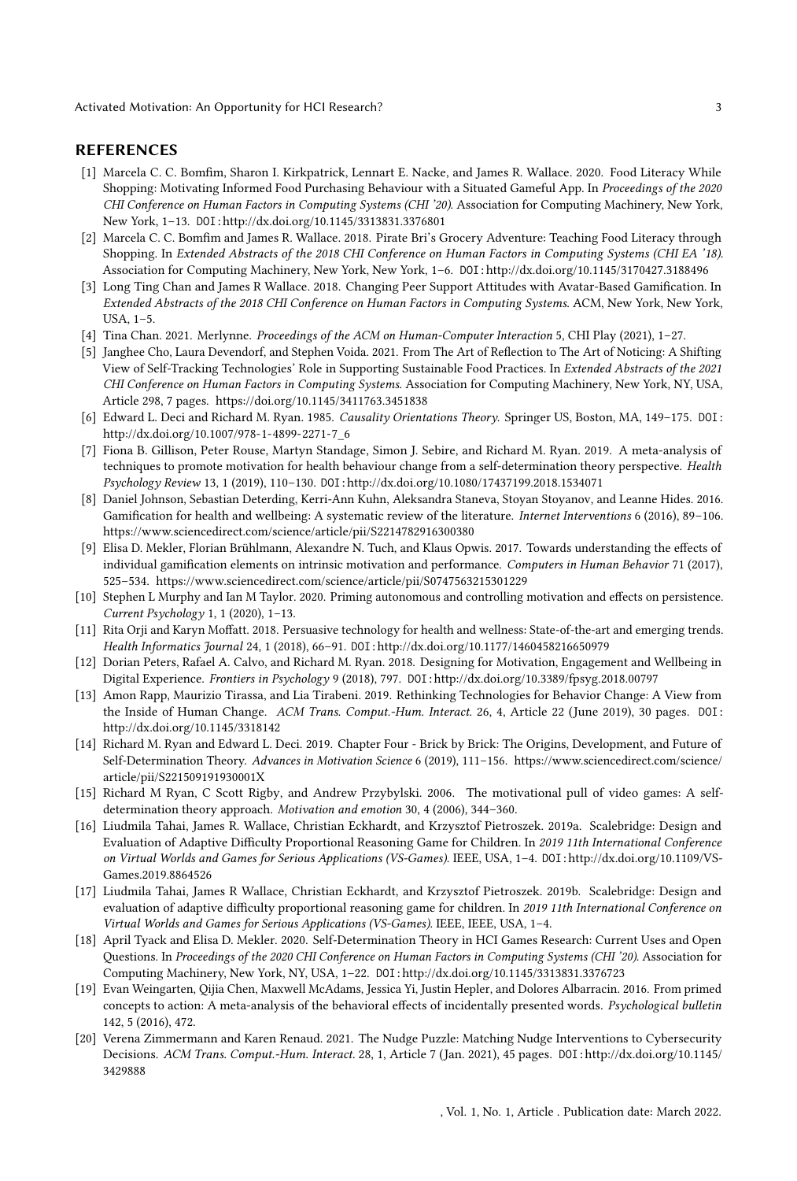## REFERENCES

[1] Marcela C. C. Bomfim, Sharon I. Kirkpatrick, Lennart E. Nacke, and James R. Wallace. 2020. Food Literacy While Shopping: Motivating Informed Food Purchasing Behaviour with a Situated Gameful App. In *Proceedings of the 2020 CHI Conference on Human Factors in Computing Systems (CHI '20)*. Association for Computing Machinery, New York, New York, 1–13. DOI: http://dx.doi.org/10.1145/3313831.3376801

[2] Marcela C. C. Bomfim and James R. Wallace. 2018. Pirate Bri's Grocery Adventure: Teaching Food Literacy through Shopping. In *Extended Abstracts of the 2018 CHI Conference on Human Factors in Computing Systems (CHI EA '18)*. Association for Computing Machinery, New York, New York, 1–6. DOI: http://dx.doi.org/10.1145/3170427.3188496

[3] Long Ting Chan and James R Wallace. 2018. Changing Peer Support Attitudes with Avatar-Based Gamification. In *Extended Abstracts of the 2018 CHI Conference on Human Factors in Computing Systems*. ACM, New York, New York, USA, 1–5.

[4] Tina Chan. 2021. Merlynne. *Proceedings of the ACM on Human-Computer Interaction* 5, CHI Play (2021), 1–27.

[5] Janghee Cho, Laura Devendorf, and Stephen Voida. 2021. From The Art of Reflection to The Art of Noticing: A Shifting View of Self-Tracking Technologies' Role in Supporting Sustainable Food Practices. In *Extended Abstracts of the 2021 CHI Conference on Human Factors in Computing Systems*. Association for Computing Machinery, New York, NY, USA, Article 298, 7 pages. https://doi.org/10.1145/3411763.3451838

[6] Edward L. Deci and Richard M. Ryan. 1985. *Causality Orientations Theory*. Springer US, Boston, MA, 149–175. DOI: http://dx.doi.org/10.1007/978-1-4899-2271-7_6

[7] Fiona B. Gillison, Peter Rouse, Martyn Standage, Simon J. Sebire, and Richard M. Ryan. 2019. A meta-analysis of techniques to promote motivation for health behaviour change from a self-determination theory perspective. *Health Psychology Review* 13, 1 (2019), 110–130. DOI: http://dx.doi.org/10.1080/17437199.2018.1534071

[8] Daniel Johnson, Sebastian Deterding, Kerri-Ann Kuhn, Aleksandra Staneva, Stoyan Stoyanov, and Leanne Hides. 2016. Gamification for health and wellbeing: A systematic review of the literature. *Internet Interventions* 6 (2016), 89–106. https://www.sciencedirect.com/science/article/pii/S2214782916300380

[9] Elisa D. Mekler, Florian Brühlmann, Alexandre N. Tuch, and Klaus Opwis. 2017. Towards understanding the effects of individual gamification elements on intrinsic motivation and performance. *Computers in Human Behavior* 71 (2017), 525–534. https://www.sciencedirect.com/science/article/pii/S0747563215301229

[10] Stephen L Murphy and Ian M Taylor. 2020. Priming autonomous and controlling motivation and effects on persistence. *Current Psychology* 1, 1 (2020), 1–13.

[11] Rita Orji and Karyn Moffatt. 2018. Persuasive technology for health and wellness: State-of-the-art and emerging trends. *Health Informatics Journal* 24, 1 (2018), 66–91. DOI: http://dx.doi.org/10.1177/1460458216650979

[12] Dorian Peters, Rafael A. Calvo, and Richard M. Ryan. 2018. Designing for Motivation, Engagement and Wellbeing in Digital Experience. *Frontiers in Psychology* 9 (2018), 797. DOI: http://dx.doi.org/10.3389/fpsyg.2018.00797

[13] Amon Rapp, Maurizio Tirassa, and Lia Tirabeni. 2019. Rethinking Technologies for Behavior Change: A View from the Inside of Human Change. *ACM Trans. Comput.-Hum. Interact.* 26, 4, Article 22 (June 2019), 30 pages. DOI: http://dx.doi.org/10.1145/3318142

[14] Richard M. Ryan and Edward L. Deci. 2019. Chapter Four - Brick by Brick: The Origins, Development, and Future of Self-Determination Theory. *Advances in Motivation Science* 6 (2019), 111–156. https://www.sciencedirect.com/science/article/pii/S221509191930001X

[15] Richard M Ryan, C Scott Rigby, and Andrew Przybylski. 2006. The motivational pull of video games: A self-determination theory approach. *Motivation and emotion* 30, 4 (2006), 344–360.

[16] Liudmila Tahai, James R. Wallace, Christian Eckhardt, and Krzysztof Pietroszek. 2019a. Scalebridge: Design and Evaluation of Adaptive Difficulty Proportional Reasoning Game for Children. In *2019 11th International Conference on Virtual Worlds and Games for Serious Applications (VS-Games)*. IEEE, USA, 1–4. DOI: http://dx.doi.org/10.1109/VS-Games.2019.8864526

[17] Liudmila Tahai, James R Wallace, Christian Eckhardt, and Krzysztof Pietroszek. 2019b. Scalebridge: Design and evaluation of adaptive difficulty proportional reasoning game for children. In *2019 11th International Conference on Virtual Worlds and Games for Serious Applications (VS-Games)*. IEEE, IEEE, USA, 1–4.

[18] April Tyack and Elisa D. Mekler. 2020. Self-Determination Theory in HCI Games Research: Current Uses and Open Questions. In *Proceedings of the 2020 CHI Conference on Human Factors in Computing Systems (CHI '20)*. Association for Computing Machinery, New York, NY, USA, 1–22. DOI: http://dx.doi.org/10.1145/3313831.3376723

[19] Evan Weingarten, Qijia Chen, Maxwell McAdams, Jessica Yi, Justin Hepler, and Dolores Albarracin. 2016. From primed concepts to action: A meta-analysis of the behavioral effects of incidentally presented words. *Psychological bulletin* 142, 5 (2016), 472.

[20] Verena Zimmermann and Karen Renaud. 2021. The Nudge Puzzle: Matching Nudge Interventions to Cybersecurity Decisions. *ACM Trans. Comput.-Hum. Interact.* 28, 1, Article 7 (Jan. 2021), 45 pages. DOI: http://dx.doi.org/10.1145/3429888